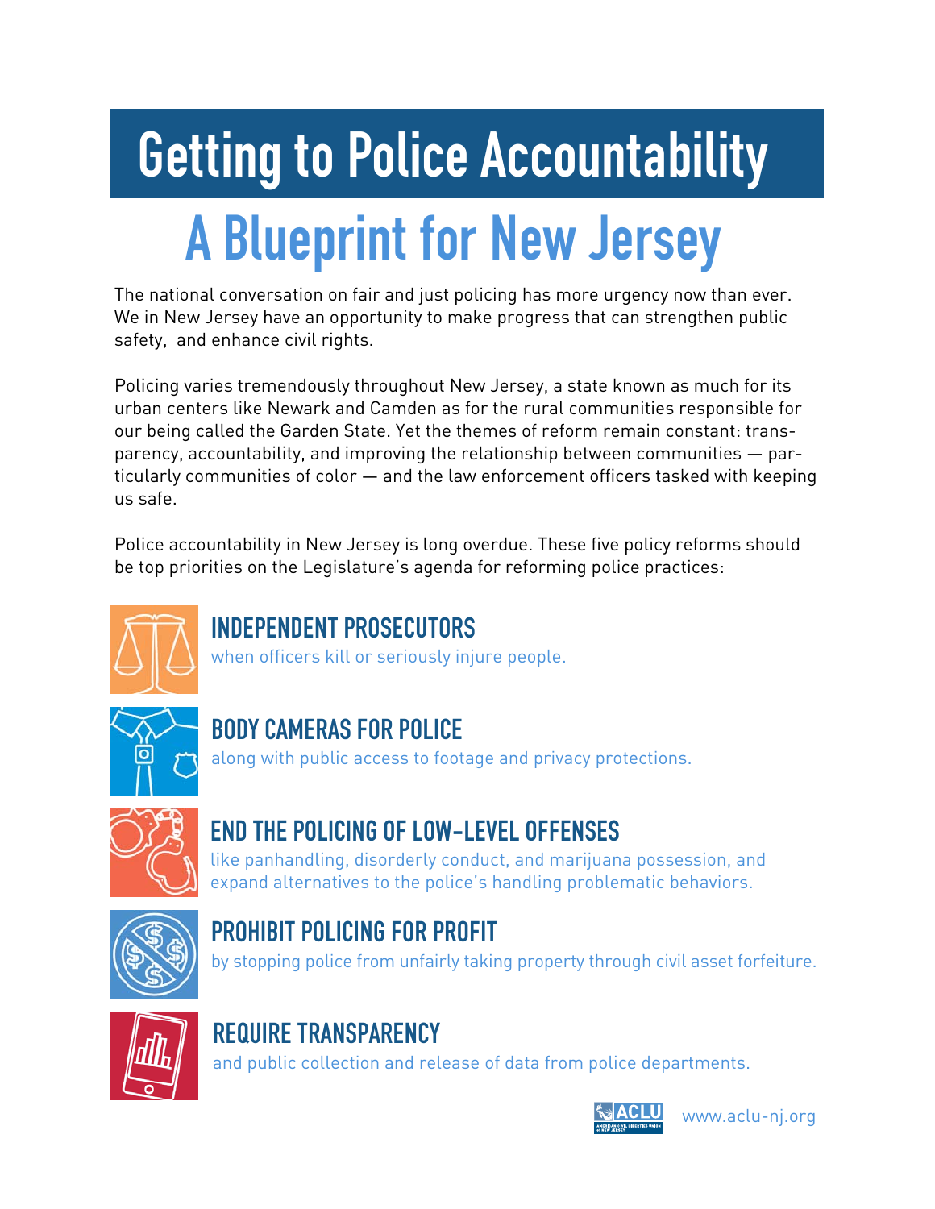# Getting to Police Accountability

## A Blueprint for New Jersey

The national conversation on fair and just policing has more urgency now than ever. We in New Jersey have an opportunity to make progress that can strengthen public safety, and enhance civil rights.

Policing varies tremendously throughout New Jersey, a state known as much for its urban centers like Newark and Camden as for the rural communities responsible for our being called the Garden State. Yet the themes of reform remain constant: transparency, accountability, and improving the relationship between communities — particularly communities of color — and the law enforcement officers tasked with keeping us safe.

Police accountability in New Jersey is long overdue. These five policy reforms should be top priorities on the Legislature's agenda for reforming police practices:

### INDEPENDENT PROSECUTORS

when officers kill or seriously injure people.

### BODY CAMERAS FOR POLICE

along with public access to footage and privacy protections.

### END THE POLICING OF LOW-LEVEL OFFENSES

like panhandling, disorderly conduct, and marijuana possession, and expand alternatives to the police's handling problematic behaviors.

### PROHIBIT POLICING FOR PROFIT

by stopping police from unfairly taking property through civil asset forfeiture.

### REQUIRE TRANSPARENCY

and public collection and release of data from police departments.

ACLU — American Civil Liberties Union of New Jersey

www.aclu-nj.org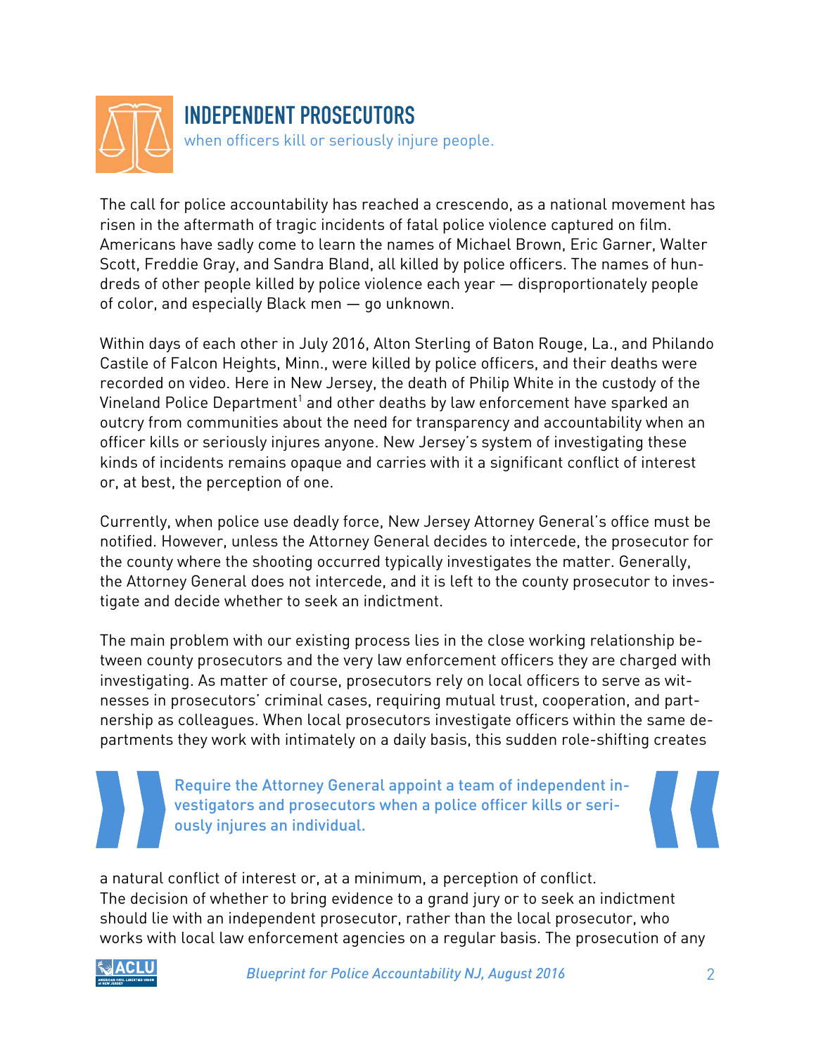## INDEPENDENT PROSECUTORS

when officers kill or seriously injure people.

The call for police accountability has reached a crescendo, as a national movement has risen in the aftermath of tragic incidents of fatal police violence captured on film. Americans have sadly come to learn the names of Michael Brown, Eric Garner, Walter Scott, Freddie Gray, and Sandra Bland, all killed by police officers. The names of hundreds of other people killed by police violence each year — disproportionately people of color, and especially Black men — go unknown.

Within days of each other in July 2016, Alton Sterling of Baton Rouge, La., and Philando Castile of Falcon Heights, Minn., were killed by police officers, and their deaths were recorded on video. Here in New Jersey, the death of Philip White in the custody of the Vineland Police Department[1] and other deaths by law enforcement have sparked an outcry from communities about the need for transparency and accountability when an officer kills or seriously injures anyone. New Jersey's system of investigating these kinds of incidents remains opaque and carries with it a significant conflict of interest or, at best, the perception of one.

Currently, when police use deadly force, New Jersey Attorney General's office must be notified. However, unless the Attorney General decides to intercede, the prosecutor for the county where the shooting occurred typically investigates the matter. Generally, the Attorney General does not intercede, and it is left to the county prosecutor to investigate and decide whether to seek an indictment.

The main problem with our existing process lies in the close working relationship between county prosecutors and the very law enforcement officers they are charged with investigating. As matter of course, prosecutors rely on local officers to serve as witnesses in prosecutors' criminal cases, requiring mutual trust, cooperation, and partnership as colleagues. When local prosecutors investigate officers within the same departments they work with intimately on a daily basis, this sudden role-shifting creates a natural conflict of interest or, at a minimum, a perception of conflict.

> **Require the Attorney General appoint a team of independent investigators and prosecutors when a police officer kills or seriously injures an individual.**

The decision of whether to bring evidence to a grand jury or to seek an indictment should lie with an independent prosecutor, rather than the local prosecutor, who works with local law enforcement agencies on a regular basis. The prosecution of any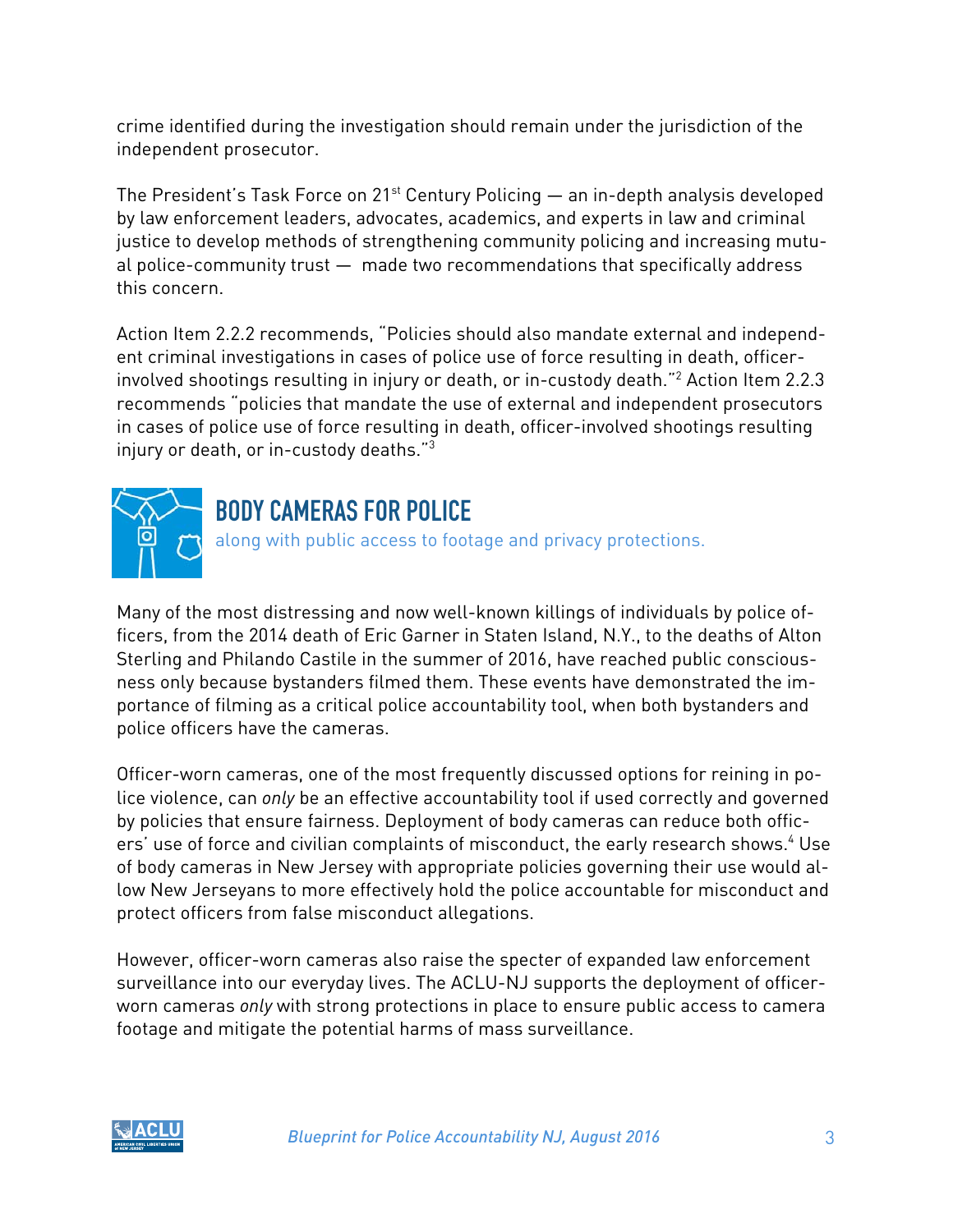crime identified during the investigation should remain under the jurisdiction of the independent prosecutor.

The President's Task Force on 21st Century Policing — an in-depth analysis developed by law enforcement leaders, advocates, academics, and experts in law and criminal justice to develop methods of strengthening community policing and increasing mutual police-community trust — made two recommendations that specifically address this concern.

Action Item 2.2.2 recommends, "Policies should also mandate external and independent criminal investigations in cases of police use of force resulting in death, officer-involved shootings resulting in injury or death, or in-custody death."[2] Action Item 2.2.3 recommends "policies that mandate the use of external and independent prosecutors in cases of police use of force resulting in death, officer-involved shootings resulting injury or death, or in-custody deaths."[3]

## BODY CAMERAS FOR POLICE

along with public access to footage and privacy protections.

Many of the most distressing and now well-known killings of individuals by police officers, from the 2014 death of Eric Garner in Staten Island, N.Y., to the deaths of Alton Sterling and Philando Castile in the summer of 2016, have reached public consciousness only because bystanders filmed them. These events have demonstrated the importance of filming as a critical police accountability tool, when both bystanders and police officers have the cameras.

Officer-worn cameras, one of the most frequently discussed options for reining in police violence, can *only* be an effective accountability tool if used correctly and governed by policies that ensure fairness. Deployment of body cameras can reduce both officers' use of force and civilian complaints of misconduct, the early research shows.[4] Use of body cameras in New Jersey with appropriate policies governing their use would allow New Jerseyans to more effectively hold the police accountable for misconduct and protect officers from false misconduct allegations.

However, officer-worn cameras also raise the specter of expanded law enforcement surveillance into our everyday lives. The ACLU-NJ supports the deployment of officer-worn cameras *only* with strong protections in place to ensure public access to camera footage and mitigate the potential harms of mass surveillance.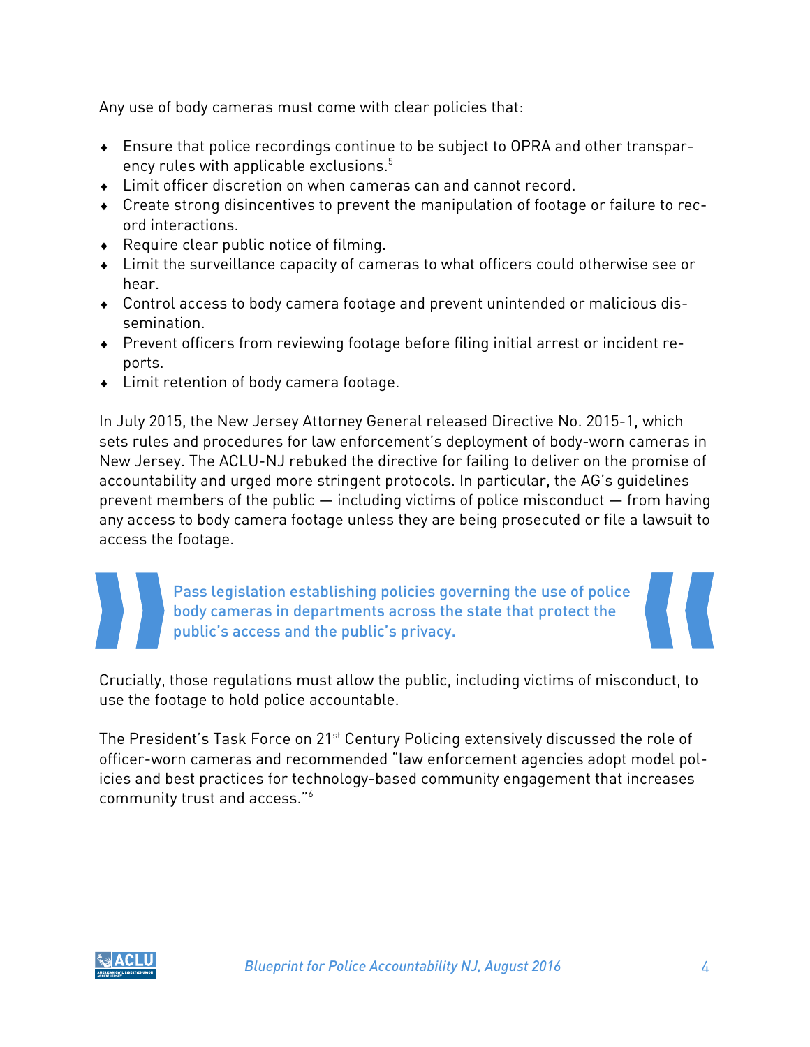Any use of body cameras must come with clear policies that:

- Ensure that police recordings continue to be subject to OPRA and other transparency rules with applicable exclusions.[5]
- Limit officer discretion on when cameras can and cannot record.
- Create strong disincentives to prevent the manipulation of footage or failure to record interactions.
- Require clear public notice of filming.
- Limit the surveillance capacity of cameras to what officers could otherwise see or hear.
- Control access to body camera footage and prevent unintended or malicious dissemination.
- Prevent officers from reviewing footage before filing initial arrest or incident reports.
- Limit retention of body camera footage.

In July 2015, the New Jersey Attorney General released Directive No. 2015-1, which sets rules and procedures for law enforcement's deployment of body-worn cameras in New Jersey. The ACLU-NJ rebuked the directive for failing to deliver on the promise of accountability and urged more stringent protocols. In particular, the AG's guidelines prevent members of the public — including victims of police misconduct — from having any access to body camera footage unless they are being prosecuted or file a lawsuit to access the footage.

> **Pass legislation establishing policies governing the use of police body cameras in departments across the state that protect the public's access and the public's privacy.**

Crucially, those regulations must allow the public, including victims of misconduct, to use the footage to hold police accountable.

The President's Task Force on 21st Century Policing extensively discussed the role of officer-worn cameras and recommended "law enforcement agencies adopt model policies and best practices for technology-based community engagement that increases community trust and access."[6]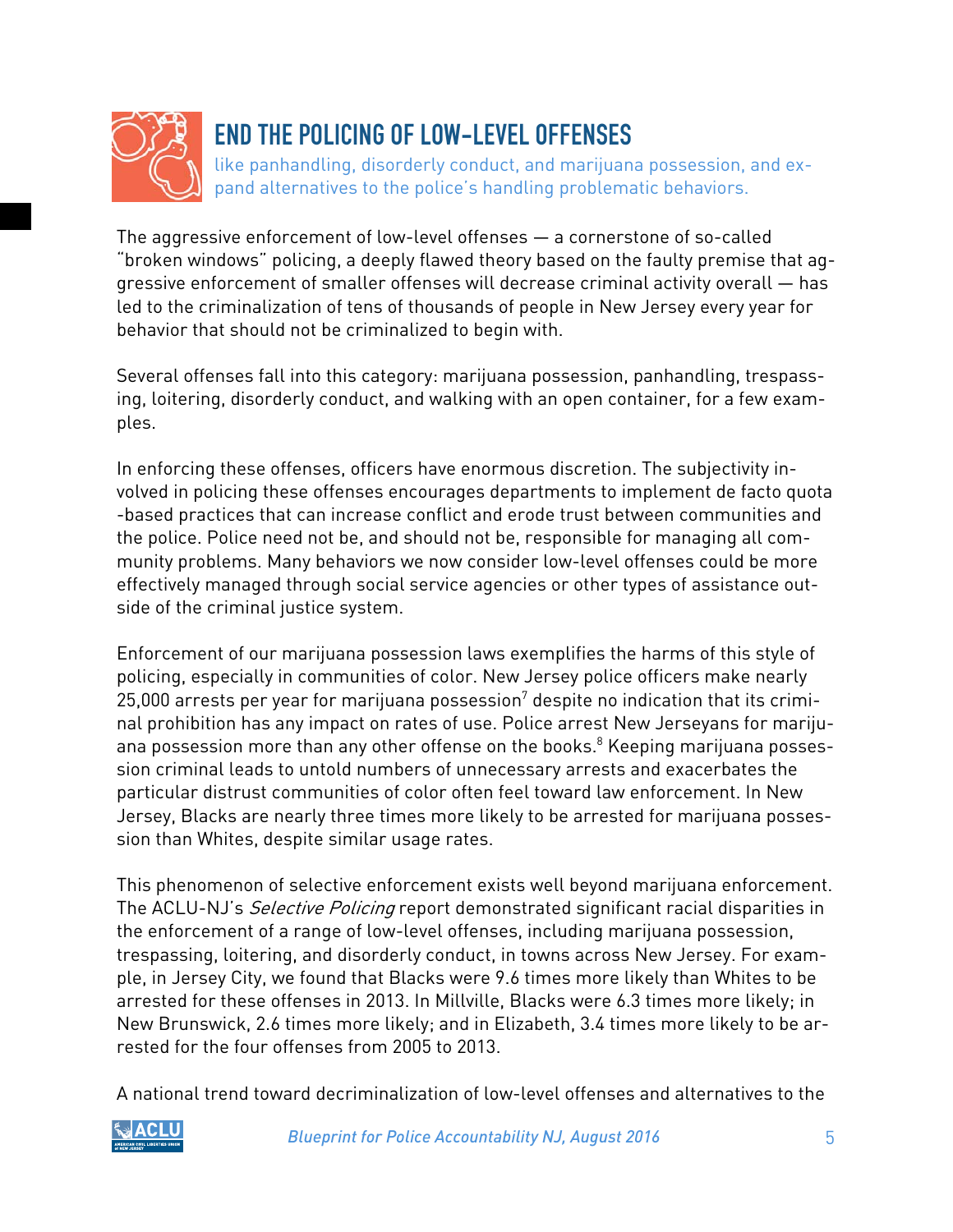## END THE POLICING OF LOW-LEVEL OFFENSES

like panhandling, disorderly conduct, and marijuana possession, and expand alternatives to the police's handling problematic behaviors.

The aggressive enforcement of low-level offenses — a cornerstone of so-called "broken windows" policing, a deeply flawed theory based on the faulty premise that aggressive enforcement of smaller offenses will decrease criminal activity overall — has led to the criminalization of tens of thousands of people in New Jersey every year for behavior that should not be criminalized to begin with.

Several offenses fall into this category: marijuana possession, panhandling, trespassing, loitering, disorderly conduct, and walking with an open container, for a few examples.

In enforcing these offenses, officers have enormous discretion. The subjectivity involved in policing these offenses encourages departments to implement de facto quota-based practices that can increase conflict and erode trust between communities and the police. Police need not be, and should not be, responsible for managing all community problems. Many behaviors we now consider low-level offenses could be more effectively managed through social service agencies or other types of assistance outside of the criminal justice system.

Enforcement of our marijuana possession laws exemplifies the harms of this style of policing, especially in communities of color. New Jersey police officers make nearly 25,000 arrests per year for marijuana possession[7] despite no indication that its criminal prohibition has any impact on rates of use. Police arrest New Jerseyans for marijuana possession more than any other offense on the books.[8] Keeping marijuana possession criminal leads to untold numbers of unnecessary arrests and exacerbates the particular distrust communities of color often feel toward law enforcement. In New Jersey, Blacks are nearly three times more likely to be arrested for marijuana possession than Whites, despite similar usage rates.

This phenomenon of selective enforcement exists well beyond marijuana enforcement. The ACLU-NJ's *Selective Policing* report demonstrated significant racial disparities in the enforcement of a range of low-level offenses, including marijuana possession, trespassing, loitering, and disorderly conduct, in towns across New Jersey. For example, in Jersey City, we found that Blacks were 9.6 times more likely than Whites to be arrested for these offenses in 2013. In Millville, Blacks were 6.3 times more likely; in New Brunswick, 2.6 times more likely; and in Elizabeth, 3.4 times more likely to be arrested for the four offenses from 2005 to 2013.

A national trend toward decriminalization of low-level offenses and alternatives to the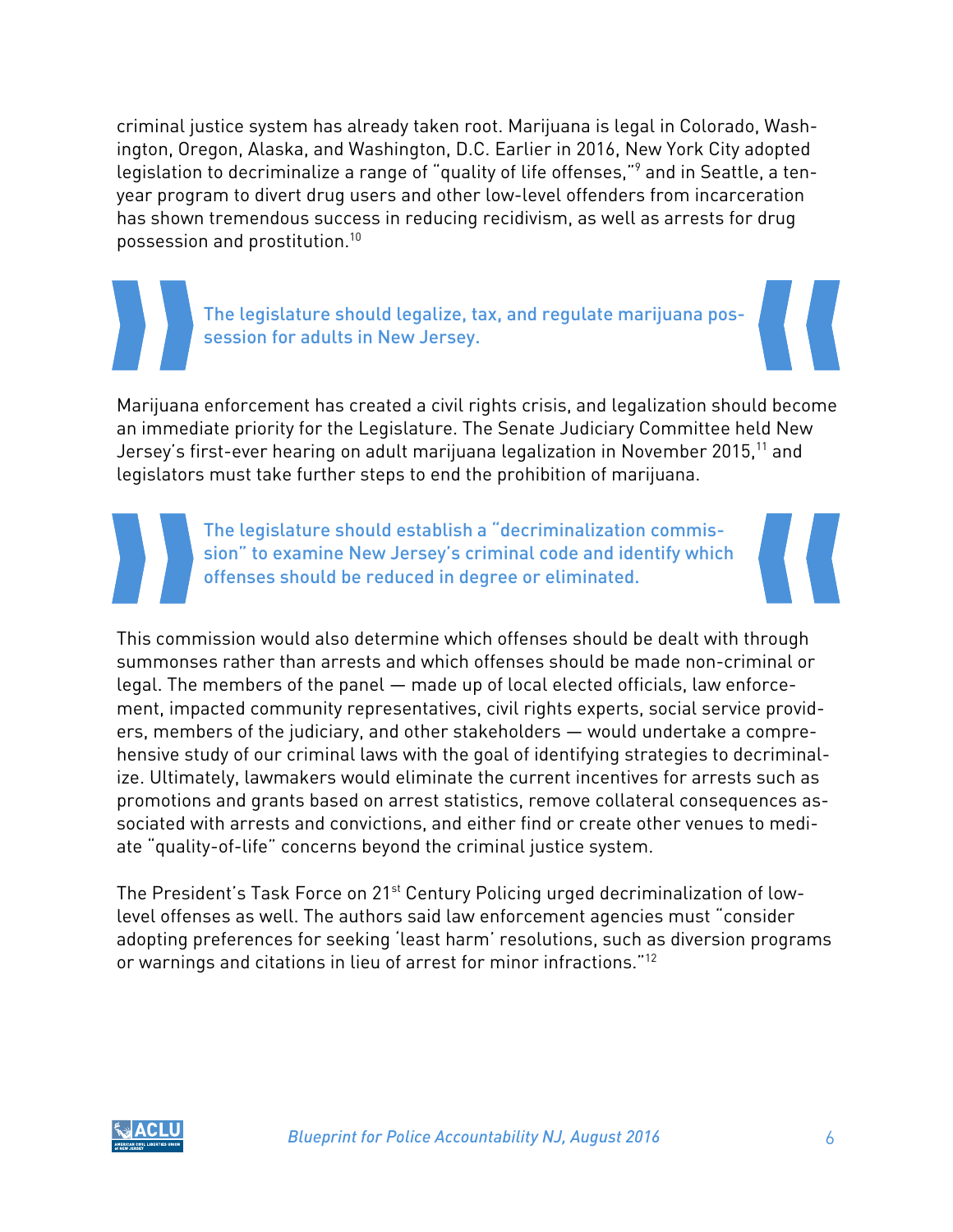criminal justice system has already taken root. Marijuana is legal in Colorado, Washington, Oregon, Alaska, and Washington, D.C. Earlier in 2016, New York City adopted legislation to decriminalize a range of "quality of life offenses,"[9] and in Seattle, a ten-year program to divert drug users and other low-level offenders from incarceration has shown tremendous success in reducing recidivism, as well as arrests for drug possession and prostitution.[10]

> **The legislature should legalize, tax, and regulate marijuana possession for adults in New Jersey.**

Marijuana enforcement has created a civil rights crisis, and legalization should become an immediate priority for the Legislature. The Senate Judiciary Committee held New Jersey's first-ever hearing on adult marijuana legalization in November 2015,[11] and legislators must take further steps to end the prohibition of marijuana.

> **The legislature should establish a "decriminalization commission" to examine New Jersey's criminal code and identify which offenses should be reduced in degree or eliminated.**

This commission would also determine which offenses should be dealt with through summonses rather than arrests and which offenses should be made non-criminal or legal. The members of the panel — made up of local elected officials, law enforcement, impacted community representatives, civil rights experts, social service providers, members of the judiciary, and other stakeholders — would undertake a comprehensive study of our criminal laws with the goal of identifying strategies to decriminalize. Ultimately, lawmakers would eliminate the current incentives for arrests such as promotions and grants based on arrest statistics, remove collateral consequences associated with arrests and convictions, and either find or create other venues to mediate "quality-of-life" concerns beyond the criminal justice system.

The President's Task Force on 21st Century Policing urged decriminalization of low-level offenses as well. The authors said law enforcement agencies must "consider adopting preferences for seeking 'least harm' resolutions, such as diversion programs or warnings and citations in lieu of arrest for minor infractions."[12]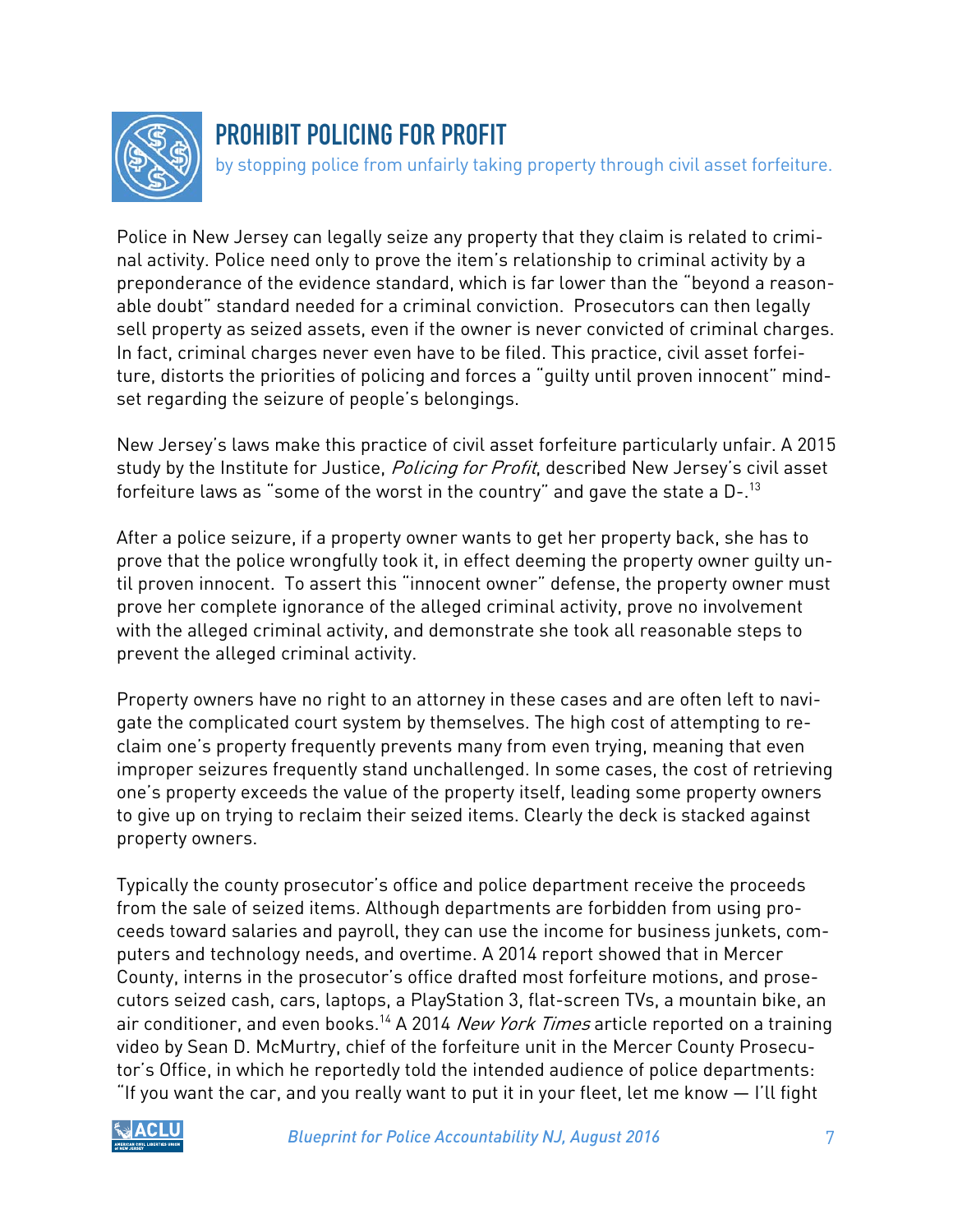## PROHIBIT POLICING FOR PROFIT

by stopping police from unfairly taking property through civil asset forfeiture.

Police in New Jersey can legally seize any property that they claim is related to criminal activity. Police need only to prove the item's relationship to criminal activity by a preponderance of the evidence standard, which is far lower than the "beyond a reasonable doubt" standard needed for a criminal conviction. Prosecutors can then legally sell property as seized assets, even if the owner is never convicted of criminal charges. In fact, criminal charges never even have to be filed. This practice, civil asset forfeiture, distorts the priorities of policing and forces a "guilty until proven innocent" mindset regarding the seizure of people's belongings.

New Jersey's laws make this practice of civil asset forfeiture particularly unfair. A 2015 study by the Institute for Justice, *Policing for Profit*, described New Jersey's civil asset forfeiture laws as "some of the worst in the country" and gave the state a D-.[13]

After a police seizure, if a property owner wants to get her property back, she has to prove that the police wrongfully took it, in effect deeming the property owner guilty until proven innocent. To assert this "innocent owner" defense, the property owner must prove her complete ignorance of the alleged criminal activity, prove no involvement with the alleged criminal activity, and demonstrate she took all reasonable steps to prevent the alleged criminal activity.

Property owners have no right to an attorney in these cases and are often left to navigate the complicated court system by themselves. The high cost of attempting to reclaim one's property frequently prevents many from even trying, meaning that even improper seizures frequently stand unchallenged. In some cases, the cost of retrieving one's property exceeds the value of the property itself, leading some property owners to give up on trying to reclaim their seized items. Clearly the deck is stacked against property owners.

Typically the county prosecutor's office and police department receive the proceeds from the sale of seized items. Although departments are forbidden from using proceeds toward salaries and payroll, they can use the income for business junkets, computers and technology needs, and overtime. A 2014 report showed that in Mercer County, interns in the prosecutor's office drafted most forfeiture motions, and prosecutors seized cash, cars, laptops, a PlayStation 3, flat-screen TVs, a mountain bike, an air conditioner, and even books.[14] A 2014 *New York Times* article reported on a training video by Sean D. McMurtry, chief of the forfeiture unit in the Mercer County Prosecutor's Office, in which he reportedly told the intended audience of police departments: "If you want the car, and you really want to put it in your fleet, let me know — I'll fight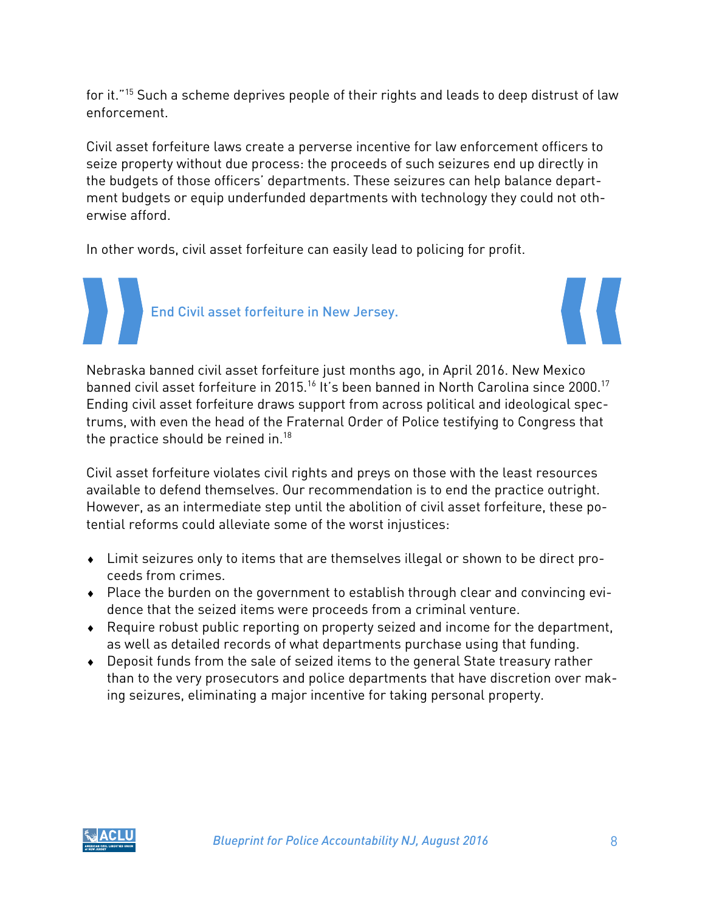for it."[15] Such a scheme deprives people of their rights and leads to deep distrust of law enforcement.

Civil asset forfeiture laws create a perverse incentive for law enforcement officers to seize property without due process: the proceeds of such seizures end up directly in the budgets of those officers' departments. These seizures can help balance department budgets or equip underfunded departments with technology they could not otherwise afford.

In other words, civil asset forfeiture can easily lead to policing for profit.

> **End Civil asset forfeiture in New Jersey.**

Nebraska banned civil asset forfeiture just months ago, in April 2016. New Mexico banned civil asset forfeiture in 2015.[16] It's been banned in North Carolina since 2000.[17] Ending civil asset forfeiture draws support from across political and ideological spectrums, with even the head of the Fraternal Order of Police testifying to Congress that the practice should be reined in.[18]

Civil asset forfeiture violates civil rights and preys on those with the least resources available to defend themselves. Our recommendation is to end the practice outright. However, as an intermediate step until the abolition of civil asset forfeiture, these potential reforms could alleviate some of the worst injustices:

- Limit seizures only to items that are themselves illegal or shown to be direct proceeds from crimes.
- Place the burden on the government to establish through clear and convincing evidence that the seized items were proceeds from a criminal venture.
- Require robust public reporting on property seized and income for the department, as well as detailed records of what departments purchase using that funding.
- Deposit funds from the sale of seized items to the general State treasury rather than to the very prosecutors and police departments that have discretion over making seizures, eliminating a major incentive for taking personal property.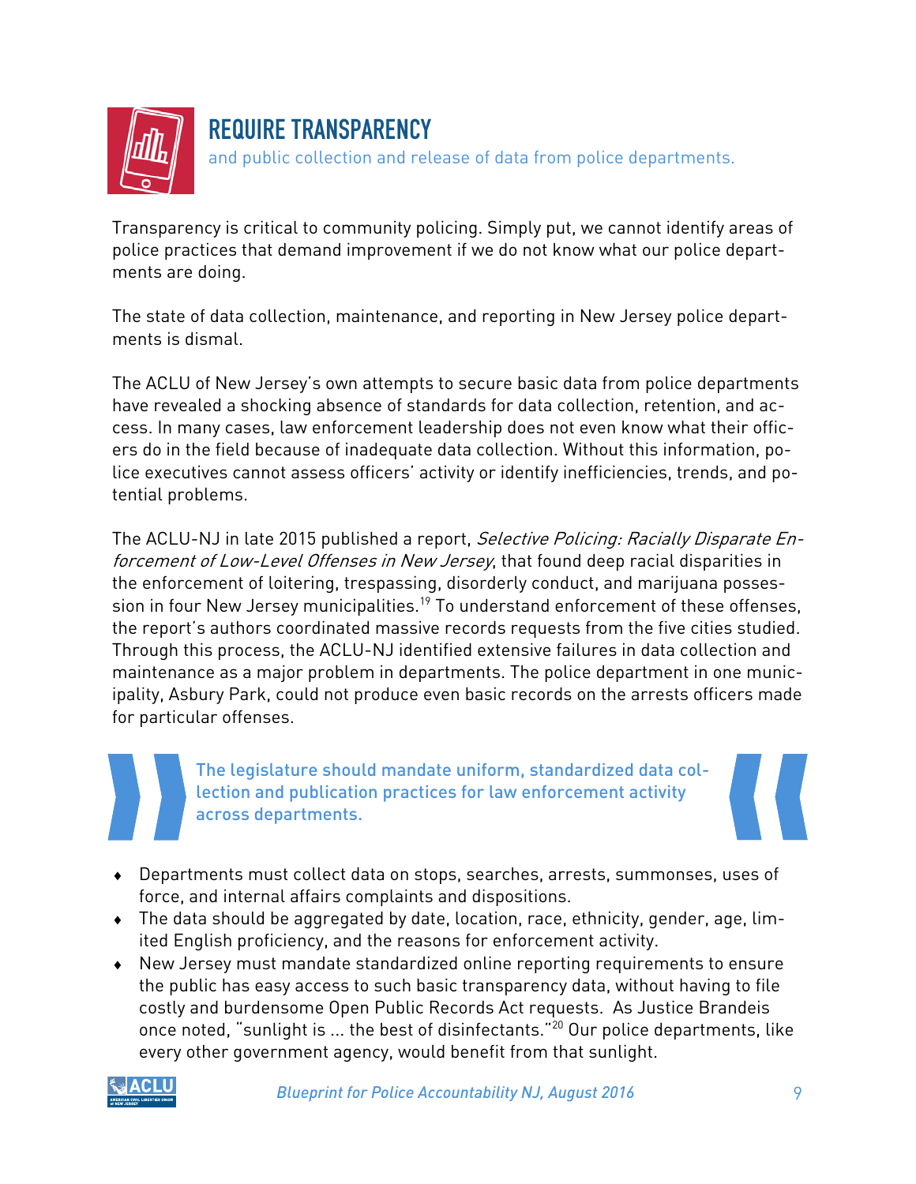## REQUIRE TRANSPARENCY

and public collection and release of data from police departments.

Transparency is critical to community policing. Simply put, we cannot identify areas of police practices that demand improvement if we do not know what our police departments are doing.

The state of data collection, maintenance, and reporting in New Jersey police departments is dismal.

The ACLU of New Jersey's own attempts to secure basic data from police departments have revealed a shocking absence of standards for data collection, retention, and access. In many cases, law enforcement leadership does not even know what their officers do in the field because of inadequate data collection. Without this information, police executives cannot assess officers' activity or identify inefficiencies, trends, and potential problems.

The ACLU-NJ in late 2015 published a report, *Selective Policing: Racially Disparate Enforcement of Low-Level Offenses in New Jersey*, that found deep racial disparities in the enforcement of loitering, trespassing, disorderly conduct, and marijuana possession in four New Jersey municipalities.[19] To understand enforcement of these offenses, the report's authors coordinated massive records requests from the five cities studied. Through this process, the ACLU-NJ identified extensive failures in data collection and maintenance as a major problem in departments. The police department in one municipality, Asbury Park, could not produce even basic records on the arrests officers made for particular offenses.

> **The legislature should mandate uniform, standardized data collection and publication practices for law enforcement activity across departments.**

- Departments must collect data on stops, searches, arrests, summonses, uses of force, and internal affairs complaints and dispositions.
- The data should be aggregated by date, location, race, ethnicity, gender, age, limited English proficiency, and the reasons for enforcement activity.
- New Jersey must mandate standardized online reporting requirements to ensure the public has easy access to such basic transparency data, without having to file costly and burdensome Open Public Records Act requests. As Justice Brandeis once noted, "sunlight is ... the best of disinfectants."[20] Our police departments, like every other government agency, would benefit from that sunlight.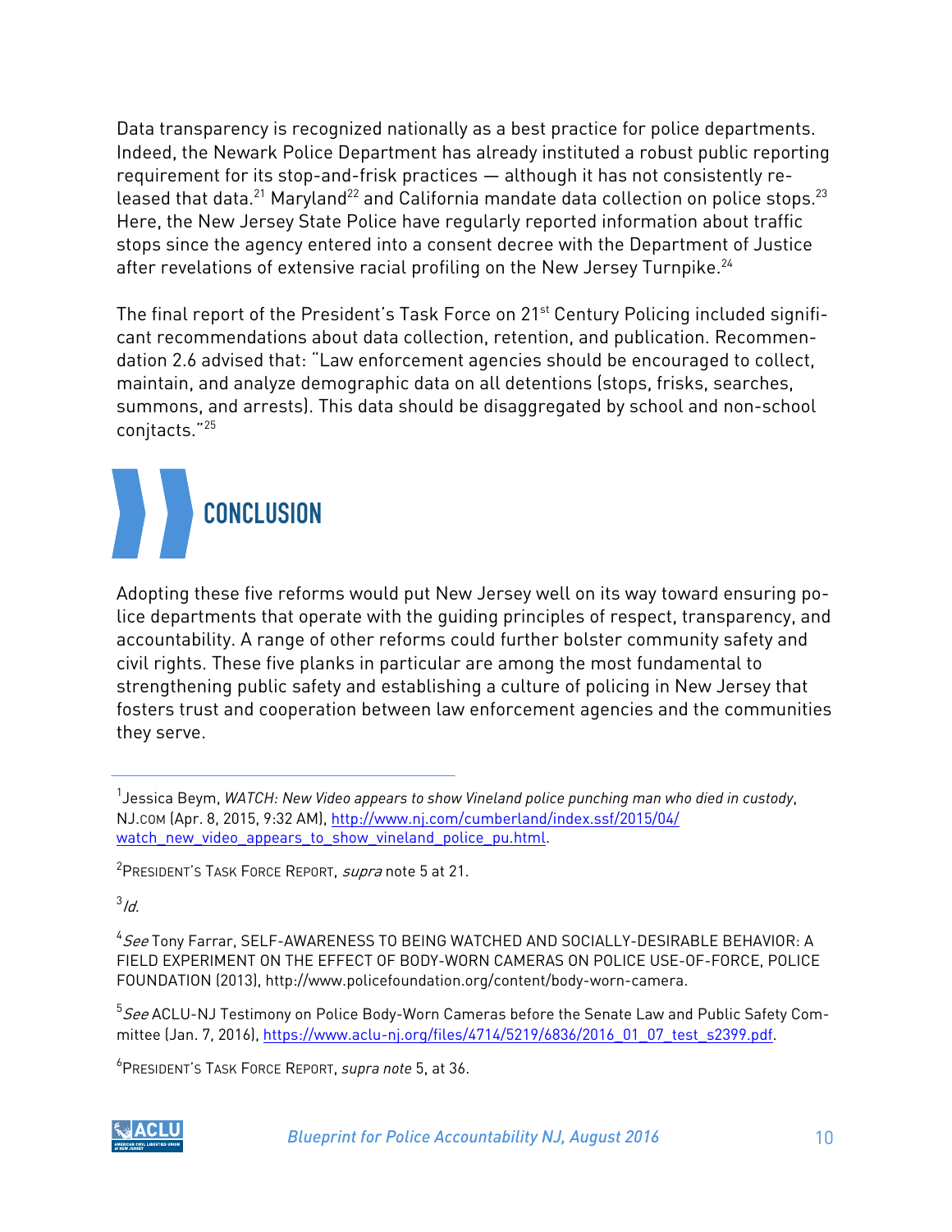Data transparency is recognized nationally as a best practice for police departments. Indeed, the Newark Police Department has already instituted a robust public reporting requirement for its stop-and-frisk practices — although it has not consistently released that data.[21] Maryland[22] and California mandate data collection on police stops.[23] Here, the New Jersey State Police have regularly reported information about traffic stops since the agency entered into a consent decree with the Department of Justice after revelations of extensive racial profiling on the New Jersey Turnpike.[24]

The final report of the President's Task Force on 21st Century Policing included significant recommendations about data collection, retention, and publication. Recommendation 2.6 advised that: "Law enforcement agencies should be encouraged to collect, maintain, and analyze demographic data on all detentions (stops, frisks, searches, summons, and arrests). This data should be disaggregated by school and non-school conjtacts."[25]

## CONCLUSION

Adopting these five reforms would put New Jersey well on its way toward ensuring police departments that operate with the guiding principles of respect, transparency, and accountability. A range of other reforms could further bolster community safety and civil rights. These five planks in particular are among the most fundamental to strengthening public safety and establishing a culture of policing in New Jersey that fosters trust and cooperation between law enforcement agencies and the communities they serve.

---

[1] Jessica Beym, *WATCH: New Video appears to show Vineland police punching man who died in custody*, NJ.COM (Apr. 8, 2015, 9:32 AM), http://www.nj.com/cumberland/index.ssf/2015/04/watch_new_video_appears_to_show_vineland_police_pu.html.

[2] PRESIDENT'S TASK FORCE REPORT, *supra* note 5 at 21.

[3] *Id.*

[4] *See* Tony Farrar, SELF-AWARENESS TO BEING WATCHED AND SOCIALLY-DESIRABLE BEHAVIOR: A FIELD EXPERIMENT ON THE EFFECT OF BODY-WORN CAMERAS ON POLICE USE-OF-FORCE, POLICE FOUNDATION (2013), http://www.policefoundation.org/content/body-worn-camera.

[5] *See* ACLU-NJ Testimony on Police Body-Worn Cameras before the Senate Law and Public Safety Committee (Jan. 7, 2016), https://www.aclu-nj.org/files/4714/5219/6836/2016_01_07_test_s2399.pdf.

[6] PRESIDENT'S TASK FORCE REPORT, *supra note* 5, at 36.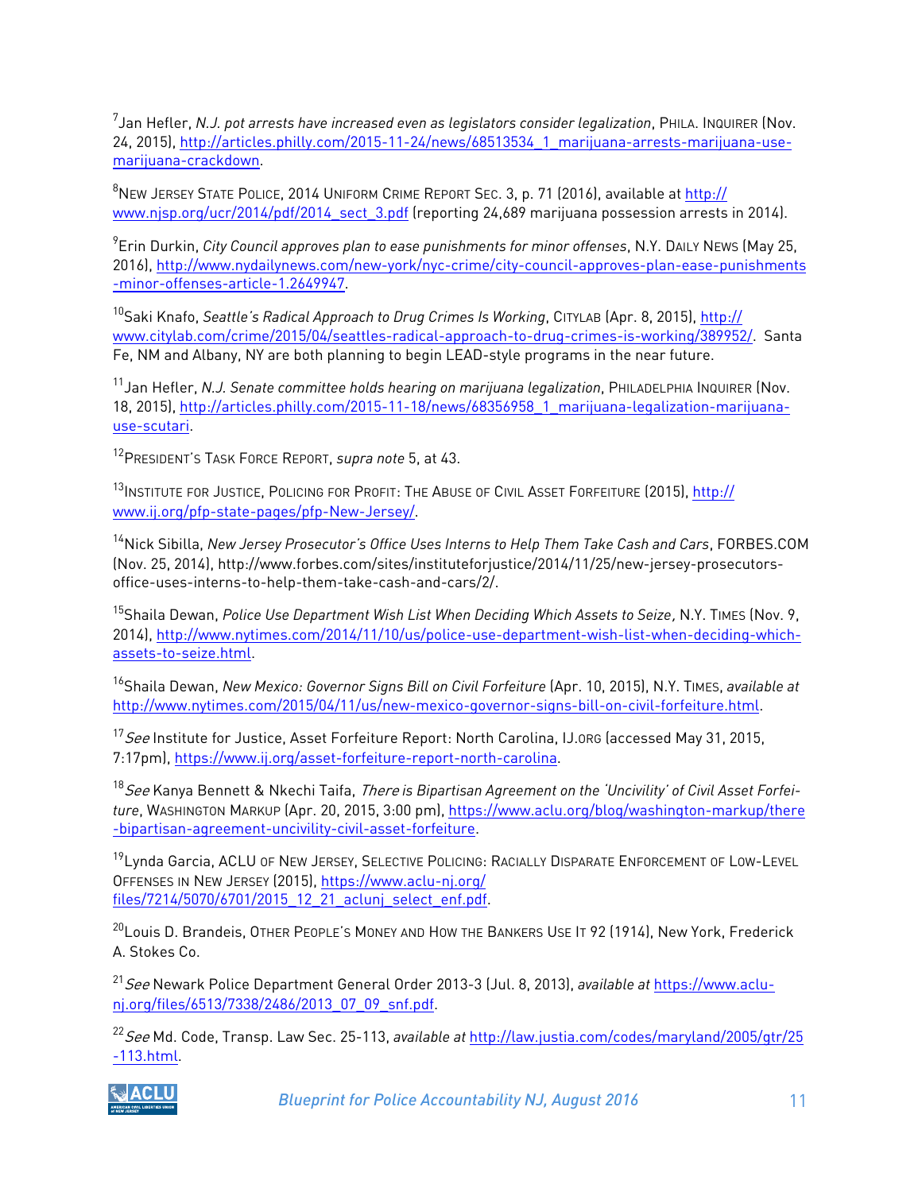[7]Jan Hefler, *N.J. pot arrests have increased even as legislators consider legalization*, PHILA. INQUIRER (Nov. 24, 2015), http://articles.philly.com/2015-11-24/news/68513534_1_marijuana-arrests-marijuana-use-marijuana-crackdown.

[8]NEW JERSEY STATE POLICE, 2014 UNIFORM CRIME REPORT SEC. 3, p. 71 (2016), available at http://www.njsp.org/ucr/2014/pdf/2014_sect_3.pdf (reporting 24,689 marijuana possession arrests in 2014).

[9]Erin Durkin, *City Council approves plan to ease punishments for minor offenses*, N.Y. DAILY NEWS (May 25, 2016), http://www.nydailynews.com/new-york/nyc-crime/city-council-approves-plan-ease-punishments-minor-offenses-article-1.2649947.

[10]Saki Knafo, *Seattle's Radical Approach to Drug Crimes Is Working*, CITYLAB (Apr. 8, 2015), http://www.citylab.com/crime/2015/04/seattles-radical-approach-to-drug-crimes-is-working/389952/. Santa Fe, NM and Albany, NY are both planning to begin LEAD-style programs in the near future.

[11]Jan Hefler, *N.J. Senate committee holds hearing on marijuana legalization*, PHILADELPHIA INQUIRER (Nov. 18, 2015), http://articles.philly.com/2015-11-18/news/68356958_1_marijuana-legalization-marijuana-use-scutari.

[12]PRESIDENT'S TASK FORCE REPORT, *supra note* 5, at 43.

[13]INSTITUTE FOR JUSTICE, POLICING FOR PROFIT: THE ABUSE OF CIVIL ASSET FORFEITURE (2015), http://www.ij.org/pfp-state-pages/pfp-New-Jersey/.

[14]Nick Sibilla, *New Jersey Prosecutor's Office Uses Interns to Help Them Take Cash and Cars*, FORBES.COM (Nov. 25, 2014), http://www.forbes.com/sites/instituteforjustice/2014/11/25/new-jersey-prosecutors-office-uses-interns-to-help-them-take-cash-and-cars/2/.

[15]Shaila Dewan, *Police Use Department Wish List When Deciding Which Assets to Seize,* N.Y. TIMES (Nov. 9, 2014), http://www.nytimes.com/2014/11/10/us/police-use-department-wish-list-when-deciding-which-assets-to-seize.html.

[16]Shaila Dewan, *New Mexico: Governor Signs Bill on Civil Forfeiture* (Apr. 10, 2015), N.Y. TIMES, *available at* http://www.nytimes.com/2015/04/11/us/new-mexico-governor-signs-bill-on-civil-forfeiture.html.

[17]*See* Institute for Justice, Asset Forfeiture Report: North Carolina, IJ.ORG (accessed May 31, 2015, 7:17pm), https://www.ij.org/asset-forfeiture-report-north-carolina.

[18]*See* Kanya Bennett & Nkechi Taifa, *There is Bipartisan Agreement on the 'Uncivility' of Civil Asset Forfeiture*, WASHINGTON MARKUP (Apr. 20, 2015, 3:00 pm), https://www.aclu.org/blog/washington-markup/there-bipartisan-agreement-uncivility-civil-asset-forfeiture.

[19]Lynda Garcia, ACLU OF NEW JERSEY, SELECTIVE POLICING: RACIALLY DISPARATE ENFORCEMENT OF LOW-LEVEL OFFENSES IN NEW JERSEY (2015), https://www.aclu-nj.org/files/7214/5070/6701/2015_12_21_aclunj_select_enf.pdf.

[20]Louis D. Brandeis, OTHER PEOPLE'S MONEY AND HOW THE BANKERS USE IT 92 (1914), New York, Frederick A. Stokes Co.

[21]*See* Newark Police Department General Order 2013-3 (Jul. 8, 2013), *available at* https://www.aclu-nj.org/files/6513/7338/2486/2013_07_09_snf.pdf.

[22]*See* Md. Code, Transp. Law Sec. 25-113, *available at* http://law.justia.com/codes/maryland/2005/gtr/25-113.html.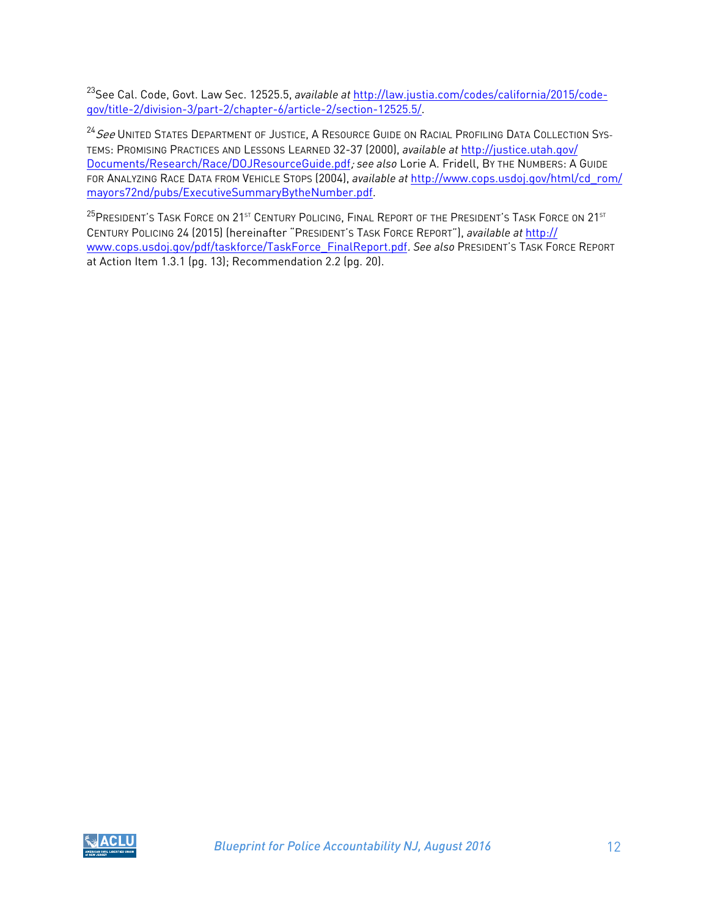[23]See Cal. Code, Govt. Law Sec. 12525.5, *available at* http://law.justia.com/codes/california/2015/code-gov/title-2/division-3/part-2/chapter-6/article-2/section-12525.5/.

[24]*See* UNITED STATES DEPARTMENT OF JUSTICE, A RESOURCE GUIDE ON RACIAL PROFILING DATA COLLECTION SYSTEMS: PROMISING PRACTICES AND LESSONS LEARNED 32-37 (2000), *available at* http://justice.utah.gov/Documents/Research/Race/DOJResourceGuide.pdf*; see also* Lorie A. Fridell, BY THE NUMBERS: A GUIDE FOR ANALYZING RACE DATA FROM VEHICLE STOPS (2004), *available at* http://www.cops.usdoj.gov/html/cd_rom/mayors72nd/pubs/ExecutiveSummaryBytheNumber.pdf.

[25]PRESIDENT'S TASK FORCE ON 21ST CENTURY POLICING, FINAL REPORT OF THE PRESIDENT'S TASK FORCE ON 21ST CENTURY POLICING 24 (2015) (hereinafter "PRESIDENT'S TASK FORCE REPORT"), *available at* http://www.cops.usdoj.gov/pdf/taskforce/TaskForce_FinalReport.pdf. *See also* PRESIDENT'S TASK FORCE REPORT at Action Item 1.3.1 (pg. 13); Recommendation 2.2 (pg. 20).